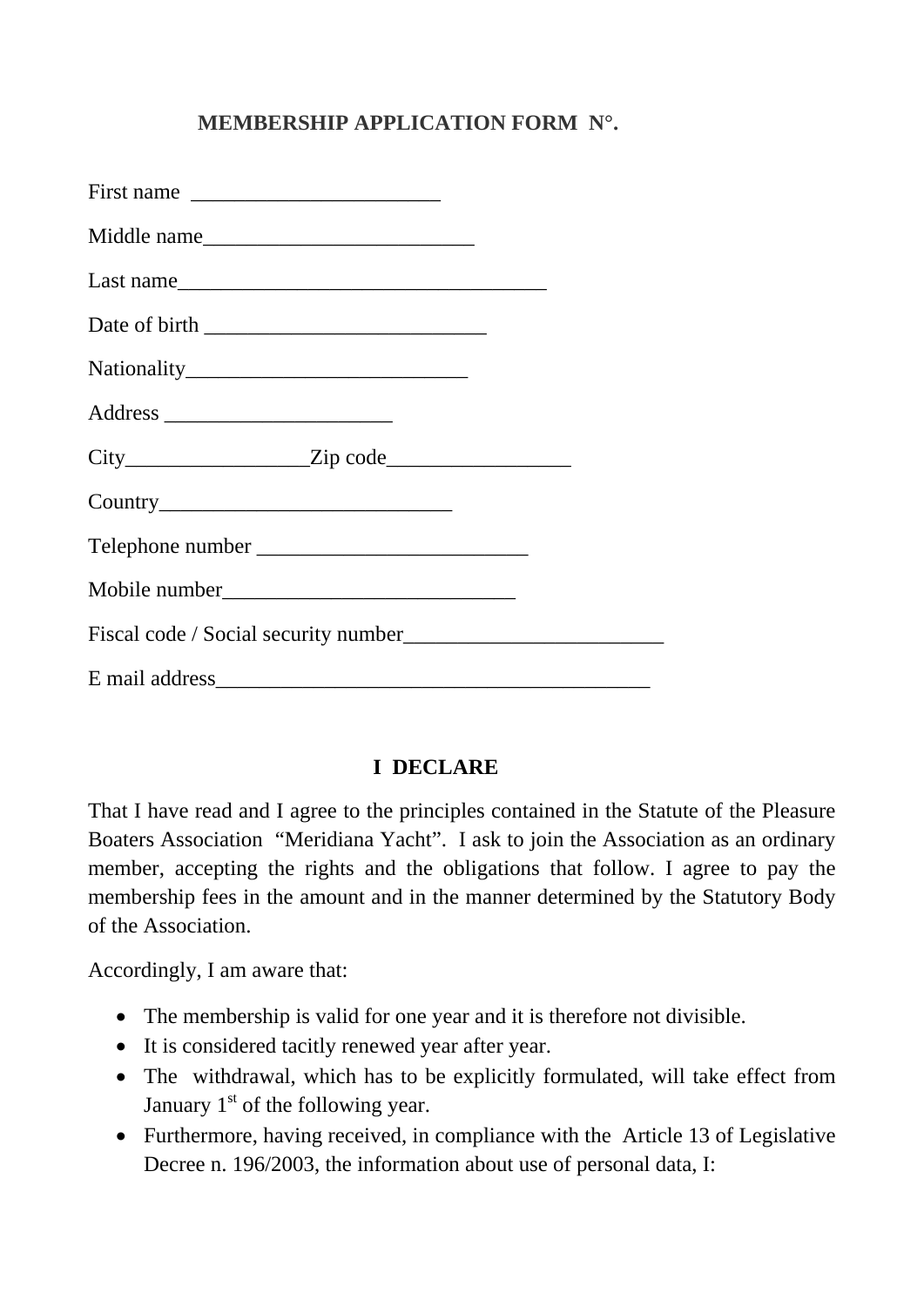## MEMBERSHIP APPLICATION FORM N°.

First name ________________________

Middle name__________________________

Last name___________________________________

Date of birth __________________________

Nationality___________________________

Address _____________________

City_________________Zip code_________________

Country____________________________

Telephone number _________________________

Mobile number____________________________

Fiscal code / Social security number_________________________

E mail address_________________________________________

**I DECLARE**

That I have read and I agree to the principles contained in the Statute of the Pleasure Boaters Association "Meridiana Yacht". I ask to join the Association as an ordinary member, accepting the rights and the obligations that follow. I agree to pay the membership fees in the amount and in the manner determined by the Statutory Body of the Association.

Accordingly, I am aware that:

- The membership is valid for one year and it is therefore not divisible.
- It is considered tacitly renewed year after year.
- The withdrawal, which has to be explicitly formulated, will take effect from January 1st of the following year.
- Furthermore, having received, in compliance with the Article 13 of Legislative Decree n. 196/2003, the information about use of personal data, I: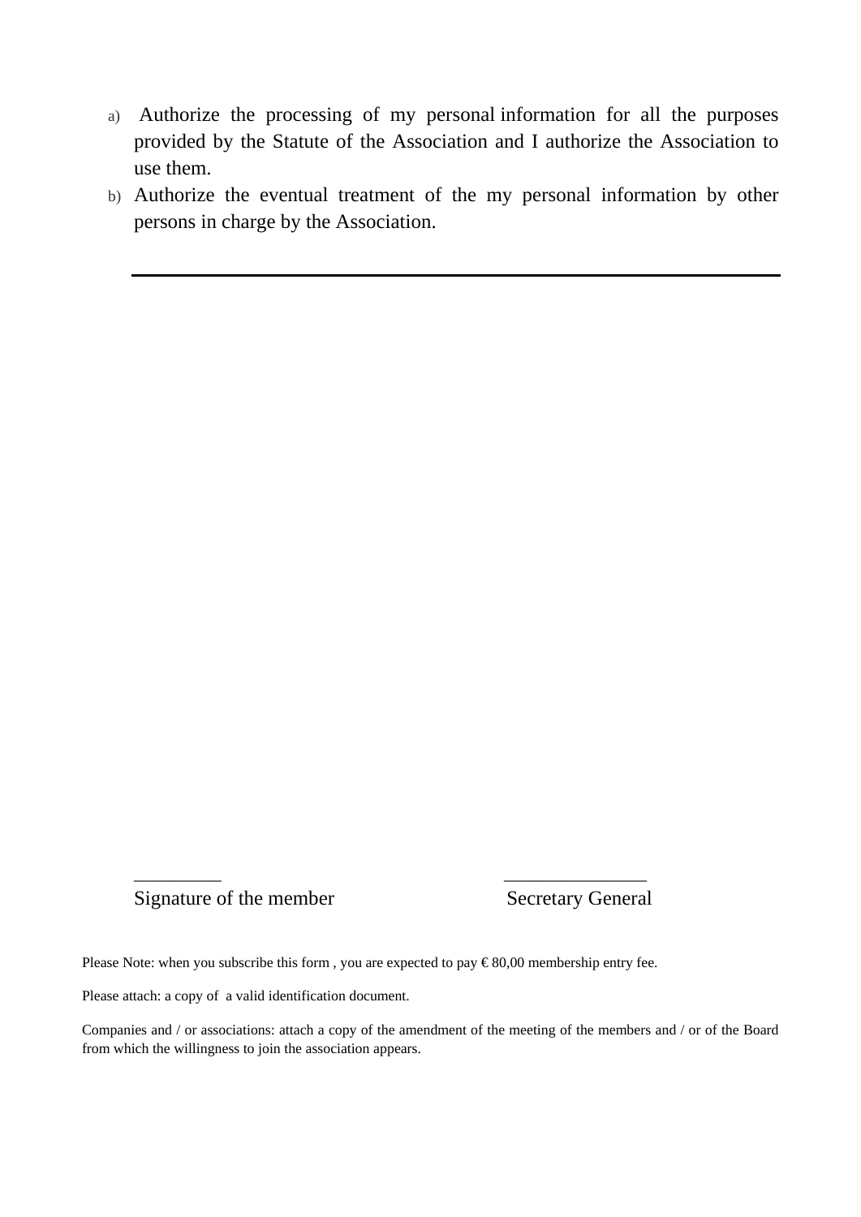a) Authorize the processing of my personal information for all the purposes provided by the Statute of the Association and I authorize the Association to use them.

b) Authorize the eventual treatment of the my personal information by other persons in charge by the Association.

---

_________ _______________

Signature of the member Secretary General

Please Note: when you subscribe this form , you are expected to pay € 80,00 membership entry fee.

Please attach: a copy of a valid identification document.

Companies and / or associations: attach a copy of the amendment of the meeting of the members and / or of the Board from which the willingness to join the association appears.